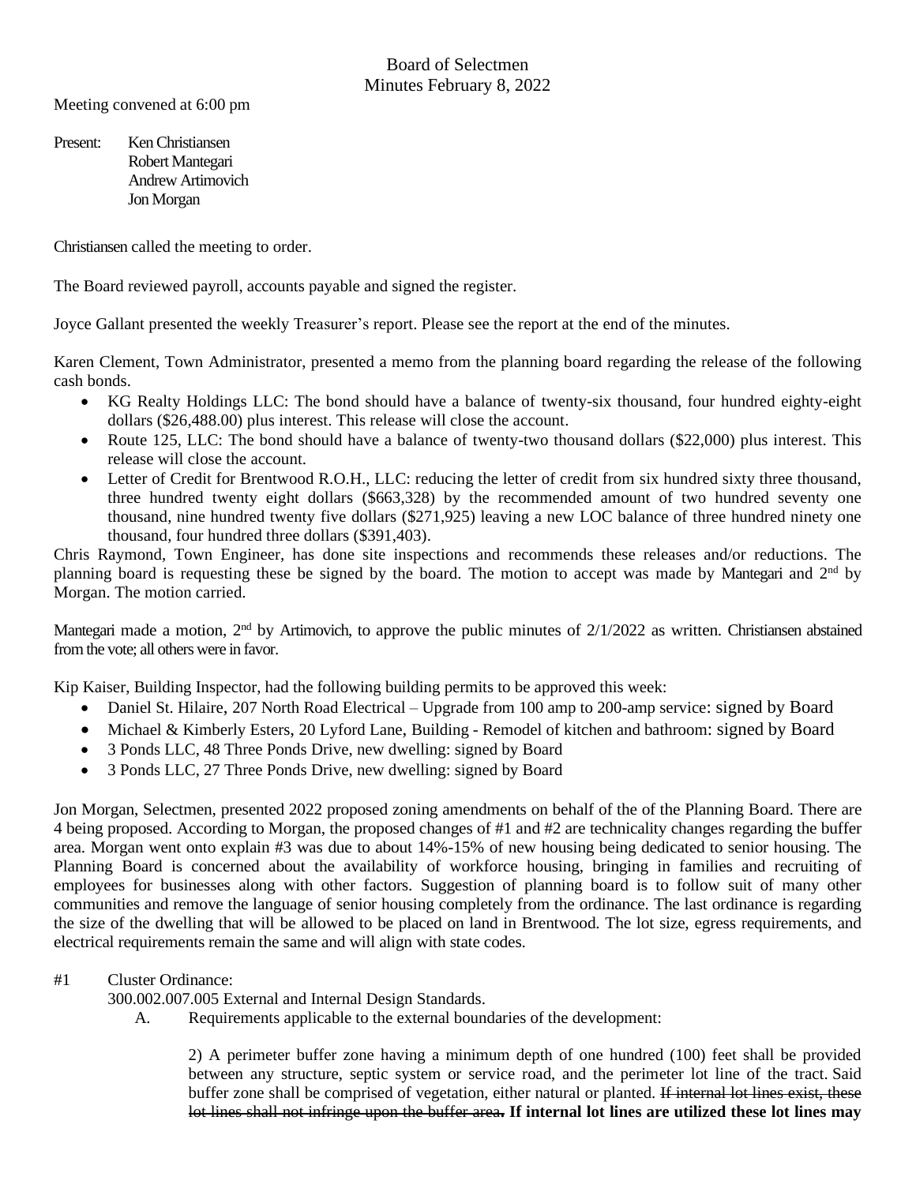# Board of Selectmen
## Minutes February 8, 2022

Meeting convened at 6:00 pm

Present: Ken Christiansen
Robert Mantegari
Andrew Artimovich
Jon Morgan

Christiansen called the meeting to order.

The Board reviewed payroll, accounts payable and signed the register.

Joyce Gallant presented the weekly Treasurer's report. Please see the report at the end of the minutes.

Karen Clement, Town Administrator, presented a memo from the planning board regarding the release of the following cash bonds.

- KG Realty Holdings LLC: The bond should have a balance of twenty-six thousand, four hundred eighty-eight dollars ($26,488.00) plus interest. This release will close the account.
- Route 125, LLC: The bond should have a balance of twenty-two thousand dollars ($22,000) plus interest. This release will close the account.
- Letter of Credit for Brentwood R.O.H., LLC: reducing the letter of credit from six hundred sixty three thousand, three hundred twenty eight dollars ($663,328) by the recommended amount of two hundred seventy one thousand, nine hundred twenty five dollars ($271,925) leaving a new LOC balance of three hundred ninety one thousand, four hundred three dollars ($391,403).

Chris Raymond, Town Engineer, has done site inspections and recommends these releases and/or reductions. The planning board is requesting these be signed by the board. The motion to accept was made by Mantegari and 2nd by Morgan. The motion carried.

Mantegari made a motion, 2nd by Artimovich, to approve the public minutes of 2/1/2022 as written. Christiansen abstained from the vote; all others were in favor.

Kip Kaiser, Building Inspector, had the following building permits to be approved this week:

- Daniel St. Hilaire, 207 North Road Electrical – Upgrade from 100 amp to 200-amp service: signed by Board
- Michael & Kimberly Esters, 20 Lyford Lane, Building - Remodel of kitchen and bathroom: signed by Board
- 3 Ponds LLC, 48 Three Ponds Drive, new dwelling: signed by Board
- 3 Ponds LLC, 27 Three Ponds Drive, new dwelling: signed by Board

Jon Morgan, Selectmen, presented 2022 proposed zoning amendments on behalf of the of the Planning Board. There are 4 being proposed. According to Morgan, the proposed changes of #1 and #2 are technicality changes regarding the buffer area. Morgan went onto explain #3 was due to about 14%-15% of new housing being dedicated to senior housing. The Planning Board is concerned about the availability of workforce housing, bringing in families and recruiting of employees for businesses along with other factors. Suggestion of planning board is to follow suit of many other communities and remove the language of senior housing completely from the ordinance. The last ordinance is regarding the size of the dwelling that will be allowed to be placed on land in Brentwood. The lot size, egress requirements, and electrical requirements remain the same and will align with state codes.

#1 Cluster Ordinance:

300.002.007.005 External and Internal Design Standards.

A. Requirements applicable to the external boundaries of the development:

2) A perimeter buffer zone having a minimum depth of one hundred (100) feet shall be provided between any structure, septic system or service road, and the perimeter lot line of the tract. Said buffer zone shall be comprised of vegetation, either natural or planted. ~~If internal lot lines exist, these lot lines shall not infringe upon the buffer area.~~ **If internal lot lines are utilized these lot lines may**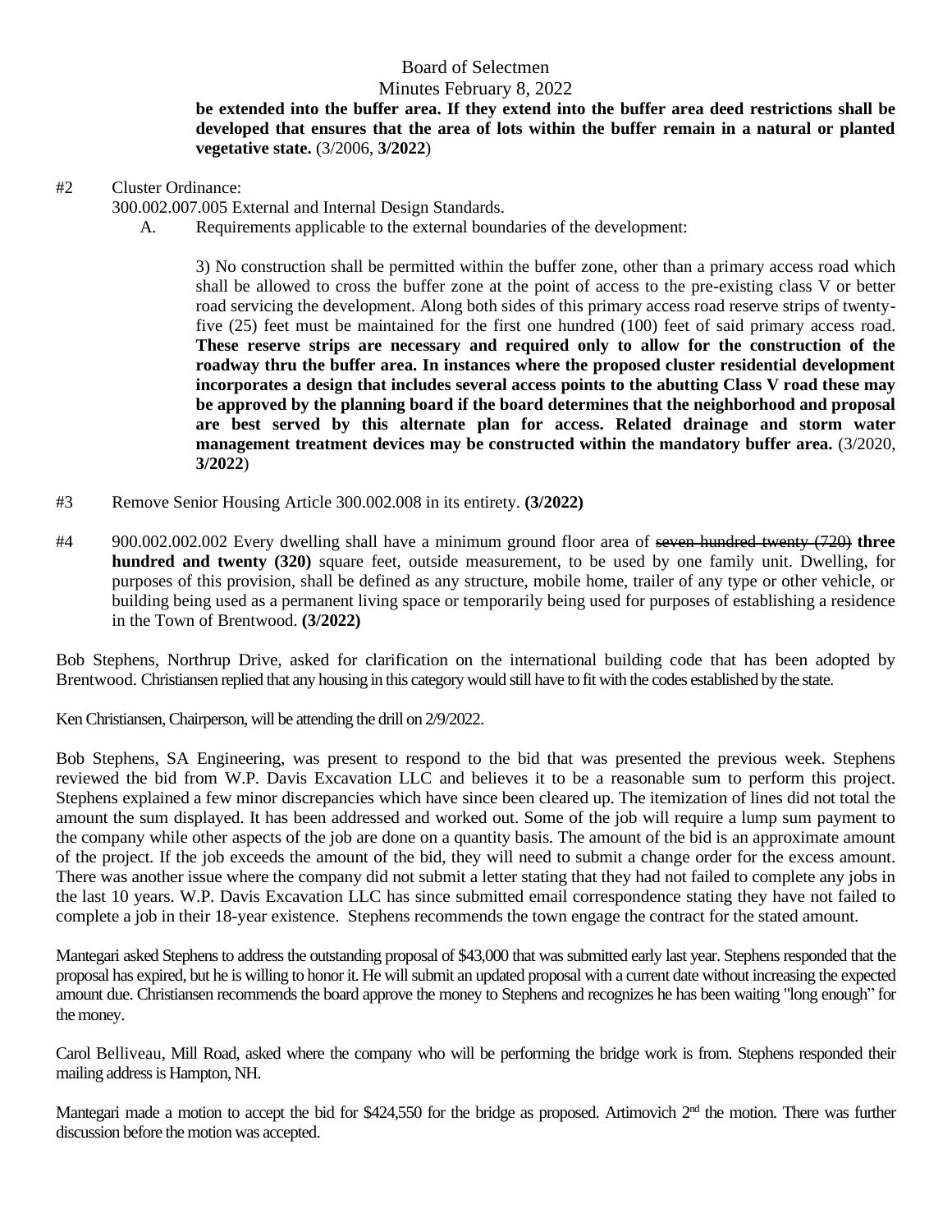**be extended into the buffer area. If they extend into the buffer area deed restrictions shall be developed that ensures that the area of lots within the buffer remain in a natural or planted vegetative state.** (3/2006, **3/2022**)

#2 Cluster Ordinance:

300.002.007.005 External and Internal Design Standards.

A. Requirements applicable to the external boundaries of the development:

3) No construction shall be permitted within the buffer zone, other than a primary access road which shall be allowed to cross the buffer zone at the point of access to the pre-existing class V or better road servicing the development. Along both sides of this primary access road reserve strips of twenty-five (25) feet must be maintained for the first one hundred (100) feet of said primary access road. **These reserve strips are necessary and required only to allow for the construction of the roadway thru the buffer area. In instances where the proposed cluster residential development incorporates a design that includes several access points to the abutting Class V road these may be approved by the planning board if the board determines that the neighborhood and proposal are best served by this alternate plan for access. Related drainage and storm water management treatment devices may be constructed within the mandatory buffer area.** (3/2020, **3/2022**)

#3 Remove Senior Housing Article 300.002.008 in its entirety. **(3/2022)**

#4 900.002.002.002 Every dwelling shall have a minimum ground floor area of ~~seven hundred twenty (720)~~ **three hundred and twenty (320)** square feet, outside measurement, to be used by one family unit. Dwelling, for purposes of this provision, shall be defined as any structure, mobile home, trailer of any type or other vehicle, or building being used as a permanent living space or temporarily being used for purposes of establishing a residence in the Town of Brentwood. **(3/2022)**

Bob Stephens, Northrup Drive, asked for clarification on the international building code that has been adopted by Brentwood. Christiansen replied that any housing in this category would still have to fit with the codes established by the state.

Ken Christiansen, Chairperson, will be attending the drill on 2/9/2022.

Bob Stephens, SA Engineering, was present to respond to the bid that was presented the previous week. Stephens reviewed the bid from W.P. Davis Excavation LLC and believes it to be a reasonable sum to perform this project. Stephens explained a few minor discrepancies which have since been cleared up. The itemization of lines did not total the amount the sum displayed. It has been addressed and worked out. Some of the job will require a lump sum payment to the company while other aspects of the job are done on a quantity basis. The amount of the bid is an approximate amount of the project. If the job exceeds the amount of the bid, they will need to submit a change order for the excess amount. There was another issue where the company did not submit a letter stating that they had not failed to complete any jobs in the last 10 years. W.P. Davis Excavation LLC has since submitted email correspondence stating they have not failed to complete a job in their 18-year existence. Stephens recommends the town engage the contract for the stated amount.

Mantegari asked Stephens to address the outstanding proposal of $43,000 that was submitted early last year. Stephens responded that the proposal has expired, but he is willing to honor it. He will submit an updated proposal with a current date without increasing the expected amount due. Christiansen recommends the board approve the money to Stephens and recognizes he has been waiting "long enough" for the money.

Carol Belliveau, Mill Road, asked where the company who will be performing the bridge work is from. Stephens responded their mailing address is Hampton, NH.

Mantegari made a motion to accept the bid for $424,550 for the bridge as proposed. Artimovich 2nd the motion. There was further discussion before the motion was accepted.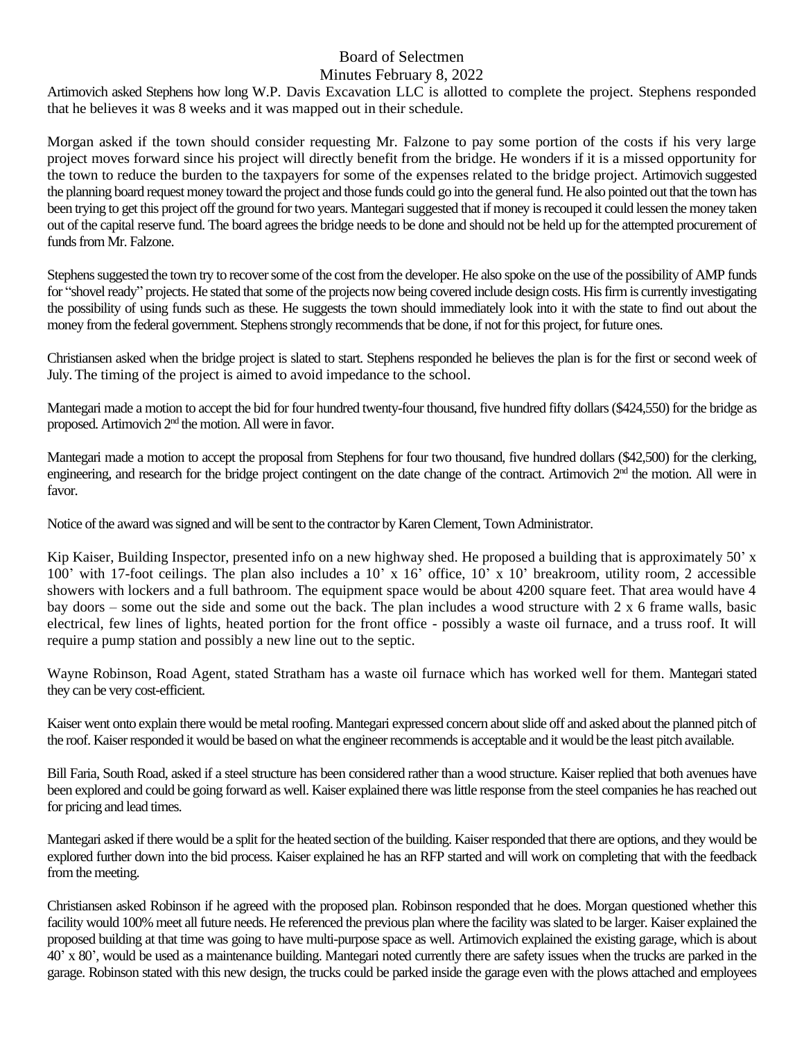Artimovich asked Stephens how long W.P. Davis Excavation LLC is allotted to complete the project. Stephens responded that he believes it was 8 weeks and it was mapped out in their schedule.

Morgan asked if the town should consider requesting Mr. Falzone to pay some portion of the costs if his very large project moves forward since his project will directly benefit from the bridge. He wonders if it is a missed opportunity for the town to reduce the burden to the taxpayers for some of the expenses related to the bridge project. Artimovich suggested the planning board request money toward the project and those funds could go into the general fund. He also pointed out that the town has been trying to get this project off the ground for two years. Mantegari suggested that if money is recouped it could lessen the money taken out of the capital reserve fund. The board agrees the bridge needs to be done and should not be held up for the attempted procurement of funds from Mr. Falzone.

Stephens suggested the town try to recover some of the cost from the developer. He also spoke on the use of the possibility of AMP funds for "shovel ready" projects. He stated that some of the projects now being covered include design costs. His firm is currently investigating the possibility of using funds such as these. He suggests the town should immediately look into it with the state to find out about the money from the federal government. Stephens strongly recommends that be done, if not for this project, for future ones.

Christiansen asked when the bridge project is slated to start. Stephens responded he believes the plan is for the first or second week of July. The timing of the project is aimed to avoid impedance to the school.

Mantegari made a motion to accept the bid for four hundred twenty-four thousand, five hundred fifty dollars ($424,550) for the bridge as proposed. Artimovich 2nd the motion. All were in favor.

Mantegari made a motion to accept the proposal from Stephens for four two thousand, five hundred dollars ($42,500) for the clerking, engineering, and research for the bridge project contingent on the date change of the contract. Artimovich 2nd the motion. All were in favor.

Notice of the award was signed and will be sent to the contractor by Karen Clement, Town Administrator.

Kip Kaiser, Building Inspector, presented info on a new highway shed. He proposed a building that is approximately 50' x 100' with 17-foot ceilings. The plan also includes a 10' x 16' office, 10' x 10' breakroom, utility room, 2 accessible showers with lockers and a full bathroom. The equipment space would be about 4200 square feet. That area would have 4 bay doors – some out the side and some out the back. The plan includes a wood structure with 2 x 6 frame walls, basic electrical, few lines of lights, heated portion for the front office - possibly a waste oil furnace, and a truss roof. It will require a pump station and possibly a new line out to the septic.

Wayne Robinson, Road Agent, stated Stratham has a waste oil furnace which has worked well for them. Mantegari stated they can be very cost-efficient.

Kaiser went onto explain there would be metal roofing. Mantegari expressed concern about slide off and asked about the planned pitch of the roof. Kaiser responded it would be based on what the engineer recommends is acceptable and it would be the least pitch available.

Bill Faria, South Road, asked if a steel structure has been considered rather than a wood structure. Kaiser replied that both avenues have been explored and could be going forward as well. Kaiser explained there was little response from the steel companies he has reached out for pricing and lead times.

Mantegari asked if there would be a split for the heated section of the building. Kaiser responded that there are options, and they would be explored further down into the bid process. Kaiser explained he has an RFP started and will work on completing that with the feedback from the meeting.

Christiansen asked Robinson if he agreed with the proposed plan. Robinson responded that he does. Morgan questioned whether this facility would 100% meet all future needs. He referenced the previous plan where the facility was slated to be larger. Kaiser explained the proposed building at that time was going to have multi-purpose space as well. Artimovich explained the existing garage, which is about 40' x 80', would be used as a maintenance building. Mantegari noted currently there are safety issues when the trucks are parked in the garage. Robinson stated with this new design, the trucks could be parked inside the garage even with the plows attached and employees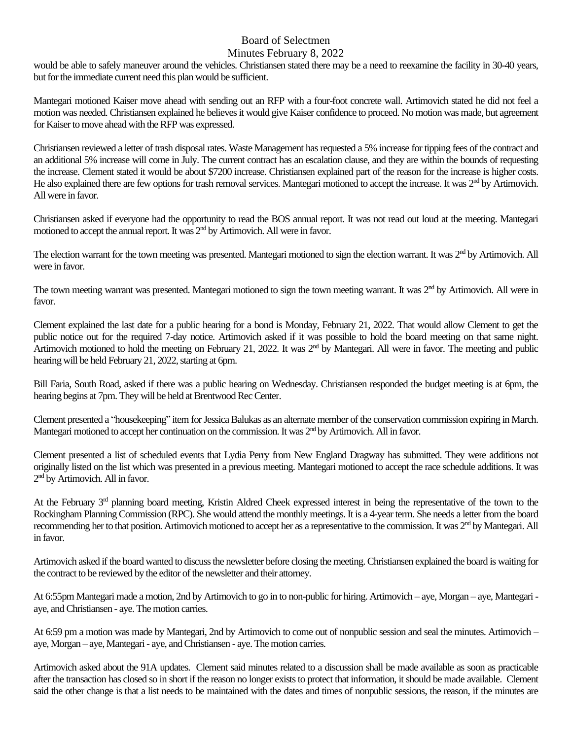would be able to safely maneuver around the vehicles. Christiansen stated there may be a need to reexamine the facility in 30-40 years, but for the immediate current need this plan would be sufficient.

Mantegari motioned Kaiser move ahead with sending out an RFP with a four-foot concrete wall. Artimovich stated he did not feel a motion was needed. Christiansen explained he believes it would give Kaiser confidence to proceed. No motion was made, but agreement for Kaiser to move ahead with the RFP was expressed.

Christiansen reviewed a letter of trash disposal rates. Waste Management has requested a 5% increase for tipping fees of the contract and an additional 5% increase will come in July. The current contract has an escalation clause, and they are within the bounds of requesting the increase. Clement stated it would be about $7200 increase. Christiansen explained part of the reason for the increase is higher costs. He also explained there are few options for trash removal services. Mantegari motioned to accept the increase. It was 2nd by Artimovich. All were in favor.

Christiansen asked if everyone had the opportunity to read the BOS annual report. It was not read out loud at the meeting. Mantegari motioned to accept the annual report. It was 2nd by Artimovich. All were in favor.

The election warrant for the town meeting was presented. Mantegari motioned to sign the election warrant. It was 2nd by Artimovich. All were in favor.

The town meeting warrant was presented. Mantegari motioned to sign the town meeting warrant. It was 2nd by Artimovich. All were in favor.

Clement explained the last date for a public hearing for a bond is Monday, February 21, 2022. That would allow Clement to get the public notice out for the required 7-day notice. Artimovich asked if it was possible to hold the board meeting on that same night. Artimovich motioned to hold the meeting on February 21, 2022. It was 2nd by Mantegari. All were in favor. The meeting and public hearing will be held February 21, 2022, starting at 6pm.

Bill Faria, South Road, asked if there was a public hearing on Wednesday. Christiansen responded the budget meeting is at 6pm, the hearing begins at 7pm. They will be held at Brentwood Rec Center.

Clement presented a "housekeeping" item for Jessica Balukas as an alternate member of the conservation commission expiring in March. Mantegari motioned to accept her continuation on the commission. It was 2nd by Artimovich. All in favor.

Clement presented a list of scheduled events that Lydia Perry from New England Dragway has submitted. They were additions not originally listed on the list which was presented in a previous meeting. Mantegari motioned to accept the race schedule additions. It was 2nd by Artimovich. All in favor.

At the February 3rd planning board meeting, Kristin Aldred Cheek expressed interest in being the representative of the town to the Rockingham Planning Commission (RPC). She would attend the monthly meetings. It is a 4-year term. She needs a letter from the board recommending her to that position. Artimovich motioned to accept her as a representative to the commission. It was 2nd by Mantegari. All in favor.

Artimovich asked if the board wanted to discuss the newsletter before closing the meeting. Christiansen explained the board is waiting for the contract to be reviewed by the editor of the newsletter and their attorney.

At 6:55pm Mantegari made a motion, 2nd by Artimovich to go in to non-public for hiring. Artimovich – aye, Morgan – aye, Mantegari - aye, and Christiansen - aye. The motion carries.

At 6:59 pm a motion was made by Mantegari, 2nd by Artimovich to come out of nonpublic session and seal the minutes. Artimovich – aye, Morgan – aye, Mantegari - aye, and Christiansen - aye. The motion carries.

Artimovich asked about the 91A updates. Clement said minutes related to a discussion shall be made available as soon as practicable after the transaction has closed so in short if the reason no longer exists to protect that information, it should be made available. Clement said the other change is that a list needs to be maintained with the dates and times of nonpublic sessions, the reason, if the minutes are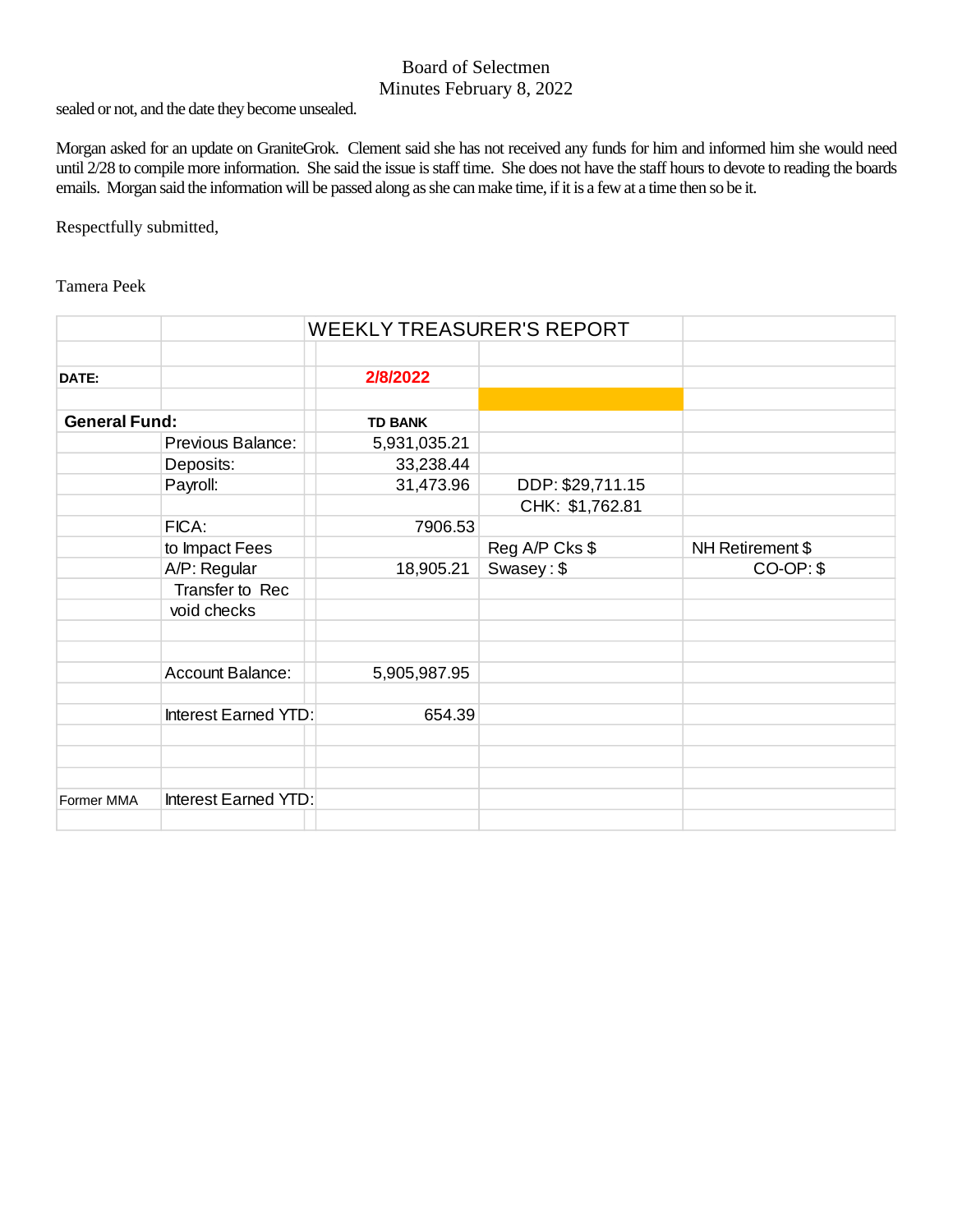sealed or not, and the date they become unsealed.

Morgan asked for an update on GraniteGrok. Clement said she has not received any funds for him and informed him she would need until 2/28 to compile more information. She said the issue is staff time. She does not have the staff hours to devote to reading the boards emails. Morgan said the information will be passed along as she can make time, if it is a few at a time then so be it.

Respectfully submitted,

Tamera Peek

| | | | | |
|---|---|---|---|---|
| | | WEEKLY TREASURER'S REPORT | | |
| | | | | |
| **DATE:** | | **2/8/2022** | | |
| | | | | |
| **General Fund:** | | **TD BANK** | | |
| | Previous Balance: | 5,931,035.21 | | |
| | Deposits: | 33,238.44 | | |
| | Payroll: | 31,473.96 | DDP: $29,711.15 | |
| | | | CHK: $1,762.81 | |
| | FICA: | 7906.53 | | |
| | to Impact Fees | | Reg A/P Cks $ | NH Retirement $ |
| | A/P: Regular | 18,905.21 | Swasey : $ | CO-OP: $ |
| | Transfer to Rec | | | |
| | void checks | | | |
| | | | | |
| | | | | |
| | Account Balance: | 5,905,987.95 | | |
| | | | | |
| | Interest Earned YTD: | 654.39 | | |
| | | | | |
| | | | | |
| | | | | |
| Former MMA | Interest Earned YTD: | | | |
| | | | | |